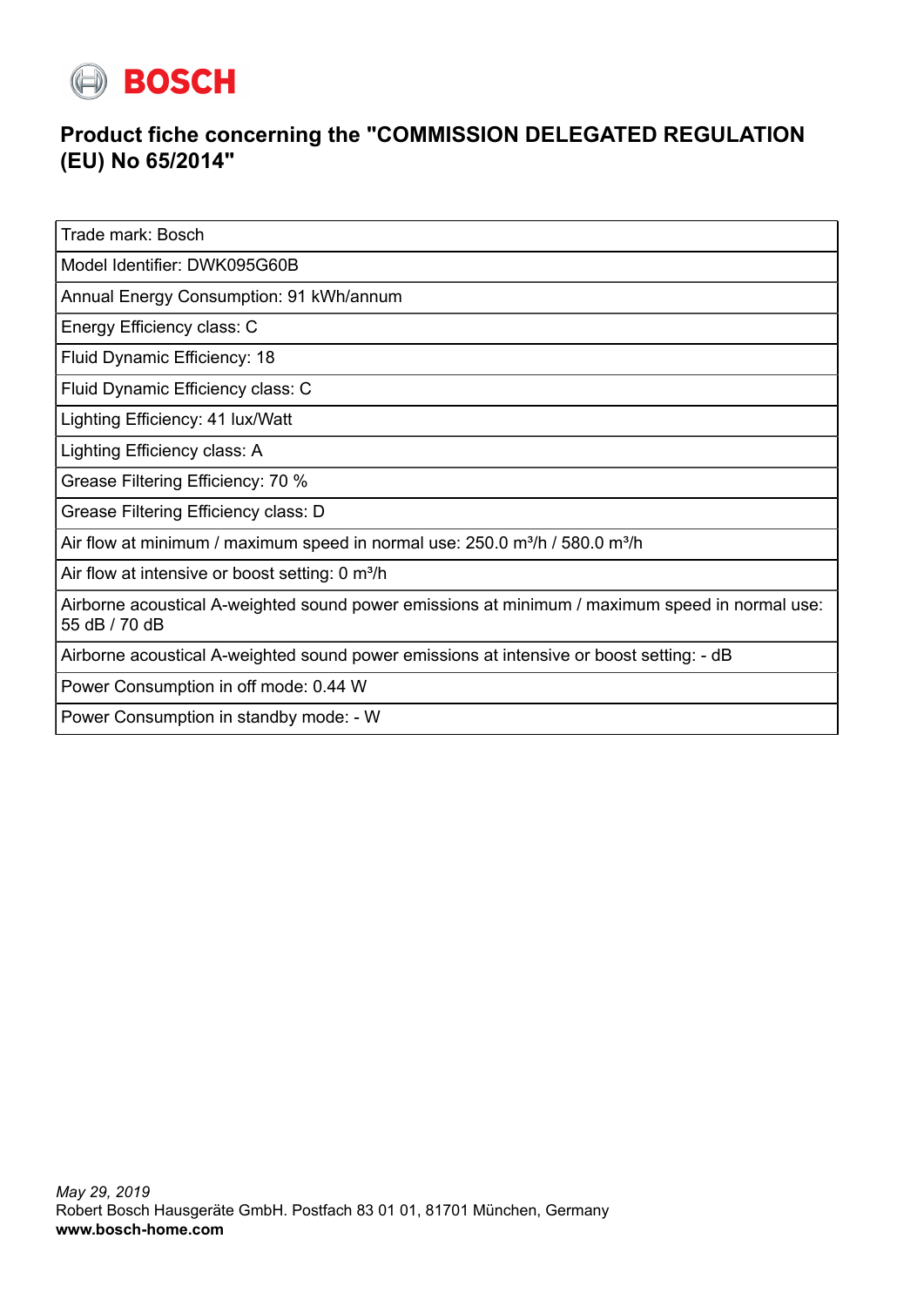BOSCH

## Product fiche concerning the "COMMISSION DELEGATED REGULATION (EU) No 65/2014"

| Trade mark: Bosch |
|---|
| Model Identifier: DWK095G60B |
| Annual Energy Consumption: 91 kWh/annum |
| Energy Efficiency class: C |
| Fluid Dynamic Efficiency: 18 |
| Fluid Dynamic Efficiency class: C |
| Lighting Efficiency: 41 lux/Watt |
| Lighting Efficiency class: A |
| Grease Filtering Efficiency: 70 % |
| Grease Filtering Efficiency class: D |
| Air flow at minimum / maximum speed in normal use: 250.0 m³/h / 580.0 m³/h |
| Air flow at intensive or boost setting: 0 m³/h |
| Airborne acoustical A-weighted sound power emissions at minimum / maximum speed in normal use: 55 dB / 70 dB |
| Airborne acoustical A-weighted sound power emissions at intensive or boost setting: - dB |
| Power Consumption in off mode: 0.44 W |
| Power Consumption in standby mode: - W |

*May 29, 2019*
Robert Bosch Hausgeräte GmbH. Postfach 83 01 01, 81701 München, Germany
**www.bosch-home.com**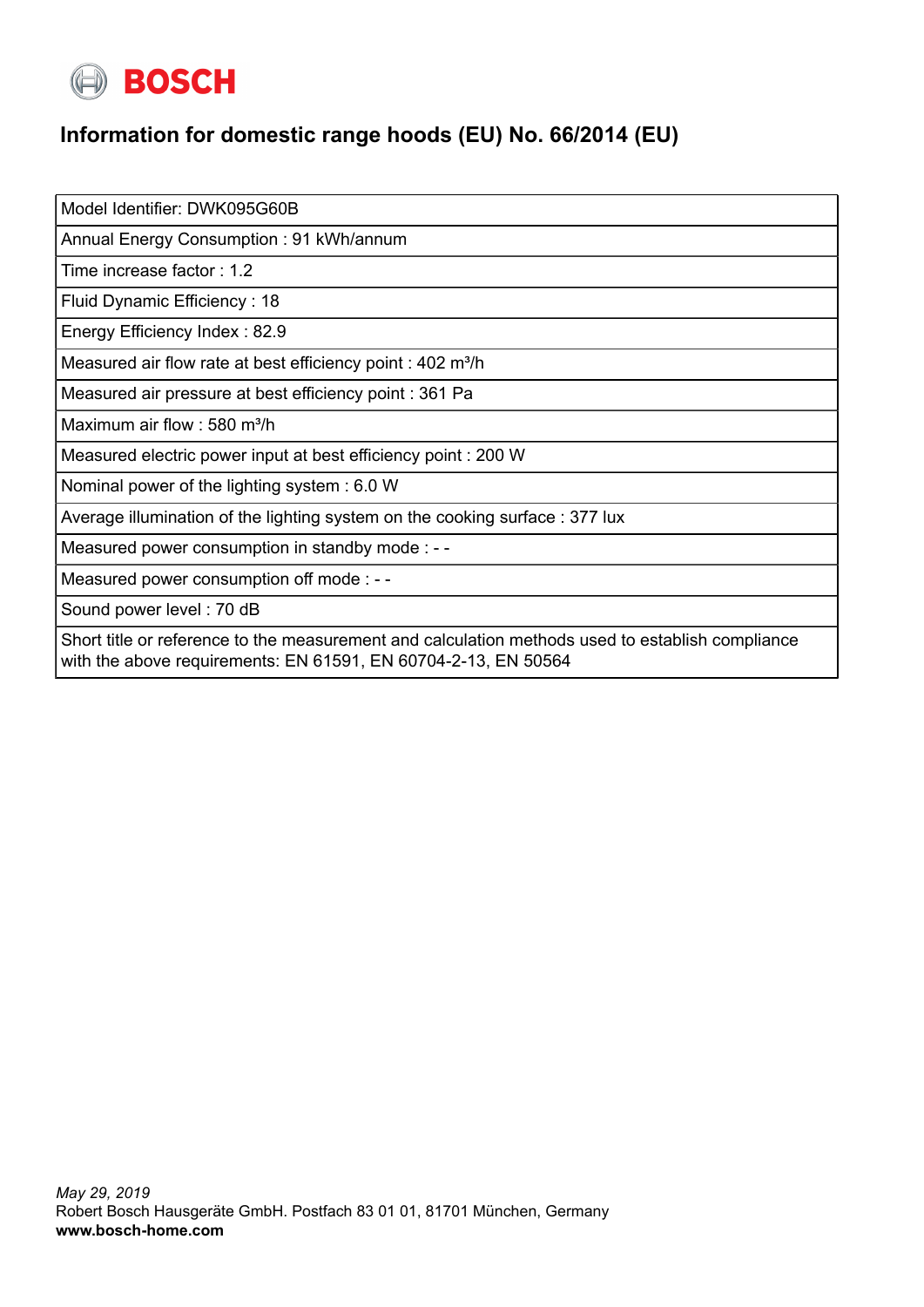BOSCH

## Information for domestic range hoods (EU) No. 66/2014 (EU)

| |
|---|
| Model Identifier: DWK095G60B |
| Annual Energy Consumption : 91 kWh/annum |
| Time increase factor : 1.2 |
| Fluid Dynamic Efficiency : 18 |
| Energy Efficiency Index : 82.9 |
| Measured air flow rate at best efficiency point : 402 m³/h |
| Measured air pressure at best efficiency point : 361 Pa |
| Maximum air flow : 580 m³/h |
| Measured electric power input at best efficiency point : 200 W |
| Nominal power of the lighting system : 6.0 W |
| Average illumination of the lighting system on the cooking surface : 377 lux |
| Measured power consumption in standby mode : - - |
| Measured power consumption off mode : - - |
| Sound power level : 70 dB |
| Short title or reference to the measurement and calculation methods used to establish compliance with the above requirements: EN 61591, EN 60704-2-13, EN 50564 |

*May 29, 2019*
Robert Bosch Hausgeräte GmbH. Postfach 83 01 01, 81701 München, Germany
**www.bosch-home.com**